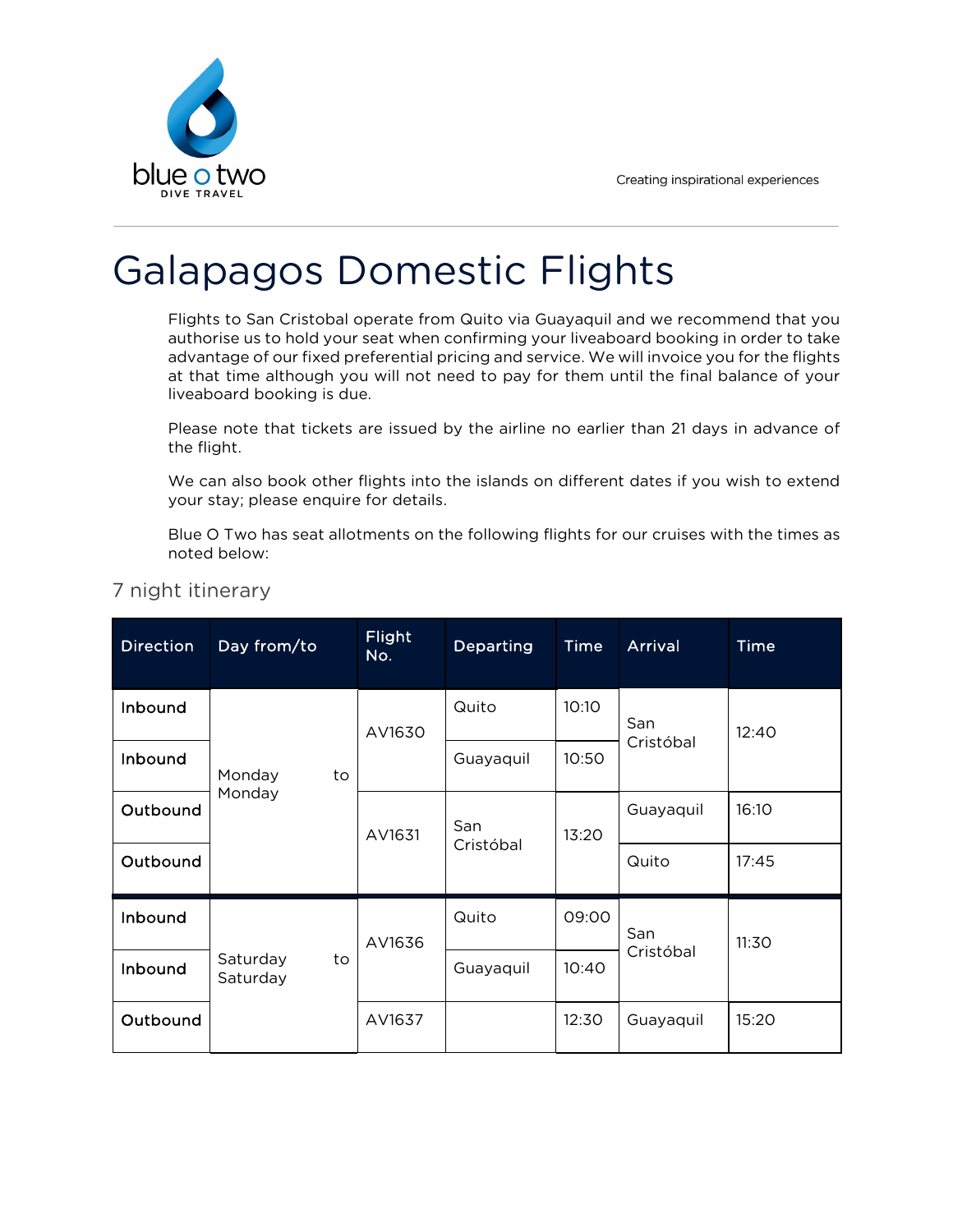# Galapagos Domestic Flights

Flights to San Cristobal operate from Quito via Guayaquil and we recommend that you authorise us to hold your seat when confirming your liveaboard booking in order to take advantage of our fixed preferential pricing and service. We will invoice you for the flights at that time although you will not need to pay for them until the final balance of your liveaboard booking is due.

Please note that tickets are issued by the airline no earlier than 21 days in advance of the flight.

We can also book other flights into the islands on different dates if you wish to extend your stay; please enquire for details.

Blue O Two has seat allotments on the following flights for our cruises with the times as noted below:

## 7 night itinerary

| Direction | Day from/to | Flight No. | Departing | Time | Arrival | Time |
|---|---|---|---|---|---|---|
| Inbound | Monday to Monday | AV1630 | Quito | 10:10 | San Cristóbal | 12:40 |
| Inbound | | | Guayaquil | 10:50 | | |
| Outbound | | AV1631 | San Cristóbal | 13:20 | Guayaquil | 16:10 |
| Outbound | | | | | Quito | 17:45 |
| Inbound | Saturday to Saturday | AV1636 | Quito | 09:00 | San Cristóbal | 11:30 |
| Inbound | | | Guayaquil | 10:40 | | |
| Outbound | | AV1637 | | 12:30 | Guayaquil | 15:20 |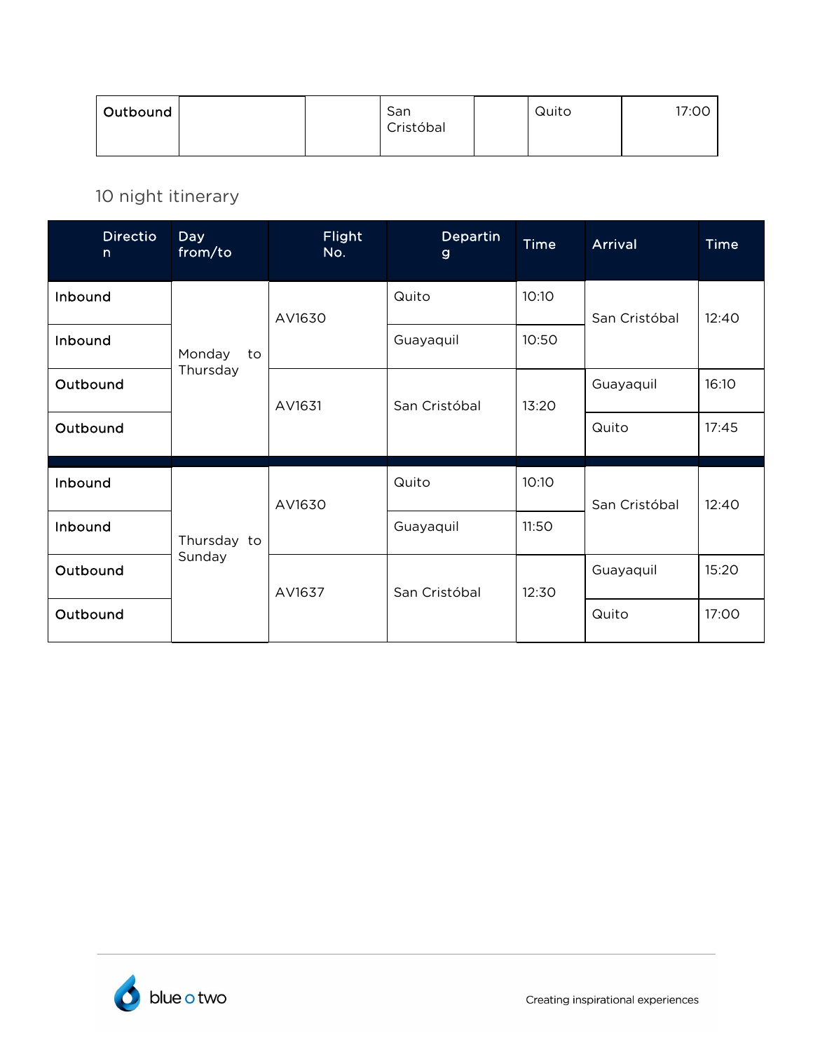| Outbound | | | San Cristóbal | | Quito | 17:00 |
|---|---|---|---|---|---|---|

10 night itinerary

| Direction | Day from/to | Flight No. | Departing | Time | Arrival | Time |
|---|---|---|---|---|---|---|
| Inbound | Monday to Thursday | AV1630 | Quito | 10:10 | San Cristóbal | 12:40 |
| Inbound | | | Guayaquil | 10:50 | | |
| Outbound | | AV1631 | San Cristóbal | 13:20 | Guayaquil | 16:10 |
| Outbound | | | | | Quito | 17:45 |
| Inbound | Thursday to Sunday | AV1630 | Quito | 10:10 | San Cristóbal | 12:40 |
| Inbound | | | Guayaquil | 11:50 | | |
| Outbound | | AV1637 | San Cristóbal | 12:30 | Guayaquil | 15:20 |
| Outbound | | | | | Quito | 17:00 |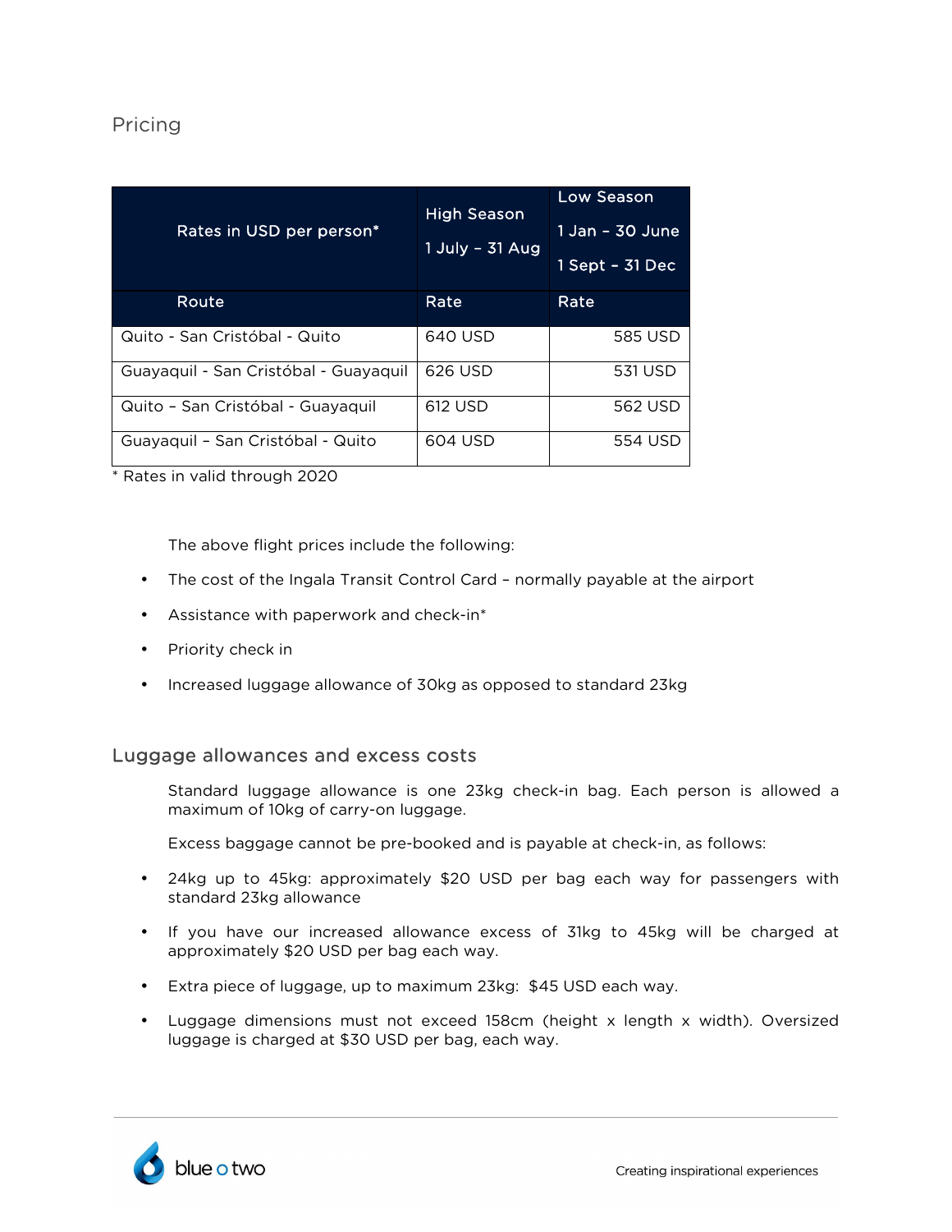## Pricing

| Rates in USD per person* | High Season<br>1 July – 31 Aug | Low Season<br>1 Jan – 30 June<br>1 Sept – 31 Dec |
|---|---|---|
| Route | Rate | Rate |
| Quito - San Cristóbal - Quito | 640 USD | 585 USD |
| Guayaquil - San Cristóbal - Guayaquil | 626 USD | 531 USD |
| Quito – San Cristóbal - Guayaquil | 612 USD | 562 USD |
| Guayaquil – San Cristóbal - Quito | 604 USD | 554 USD |

* Rates in valid through 2020

The above flight prices include the following:

- The cost of the Ingala Transit Control Card – normally payable at the airport
- Assistance with paperwork and check-in*
- Priority check in
- Increased luggage allowance of 30kg as opposed to standard 23kg

## Luggage allowances and excess costs

Standard luggage allowance is one 23kg check-in bag. Each person is allowed a maximum of 10kg of carry-on luggage.

Excess baggage cannot be pre-booked and is payable at check-in, as follows:

- 24kg up to 45kg: approximately $20 USD per bag each way for passengers with standard 23kg allowance
- If you have our increased allowance excess of 31kg to 45kg will be charged at approximately $20 USD per bag each way.
- Extra piece of luggage, up to maximum 23kg: $45 USD each way.
- Luggage dimensions must not exceed 158cm (height x length x width). Oversized luggage is charged at $30 USD per bag, each way.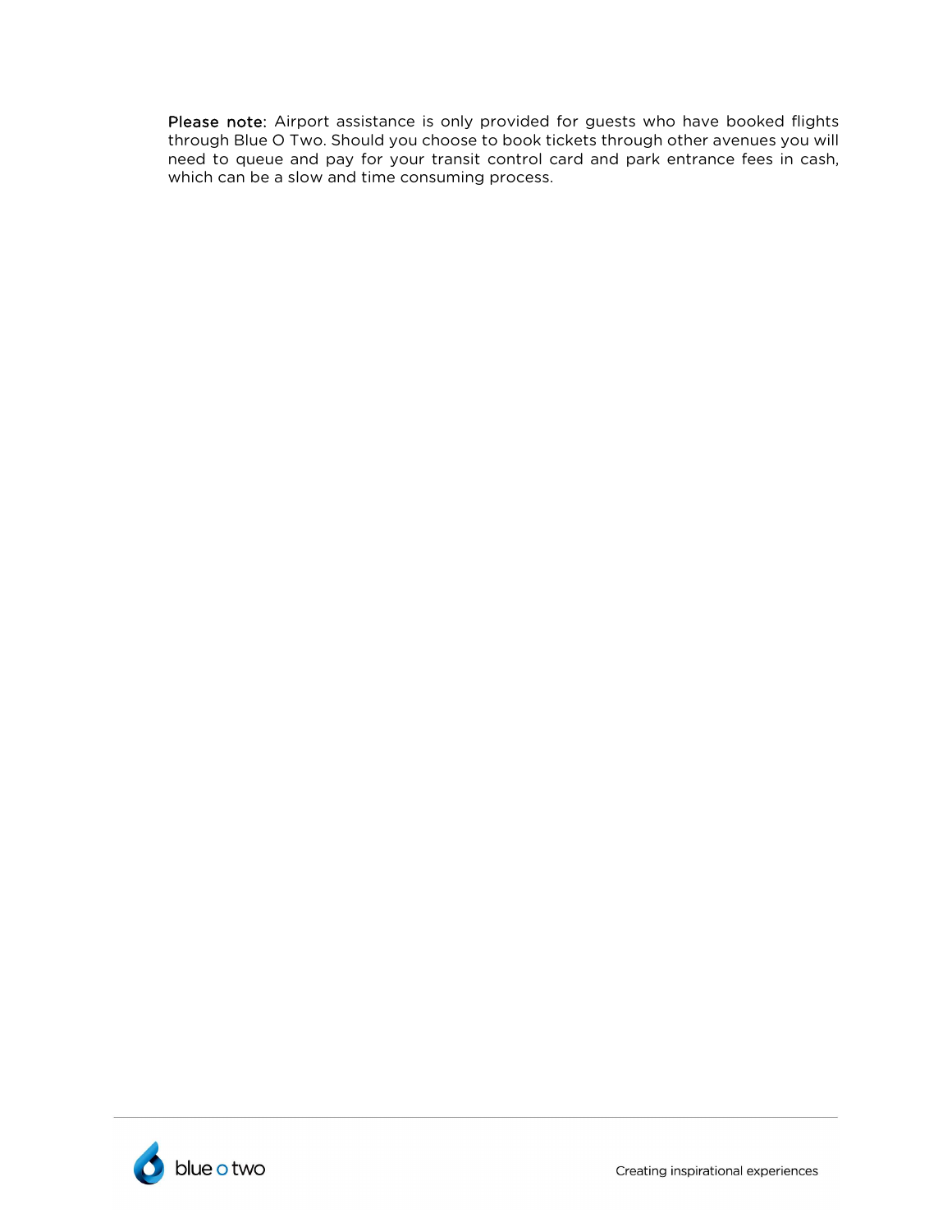**Please note:** Airport assistance is only provided for guests who have booked flights through Blue O Two. Should you choose to book tickets through other avenues you will need to queue and pay for your transit control card and park entrance fees in cash, which can be a slow and time consuming process.